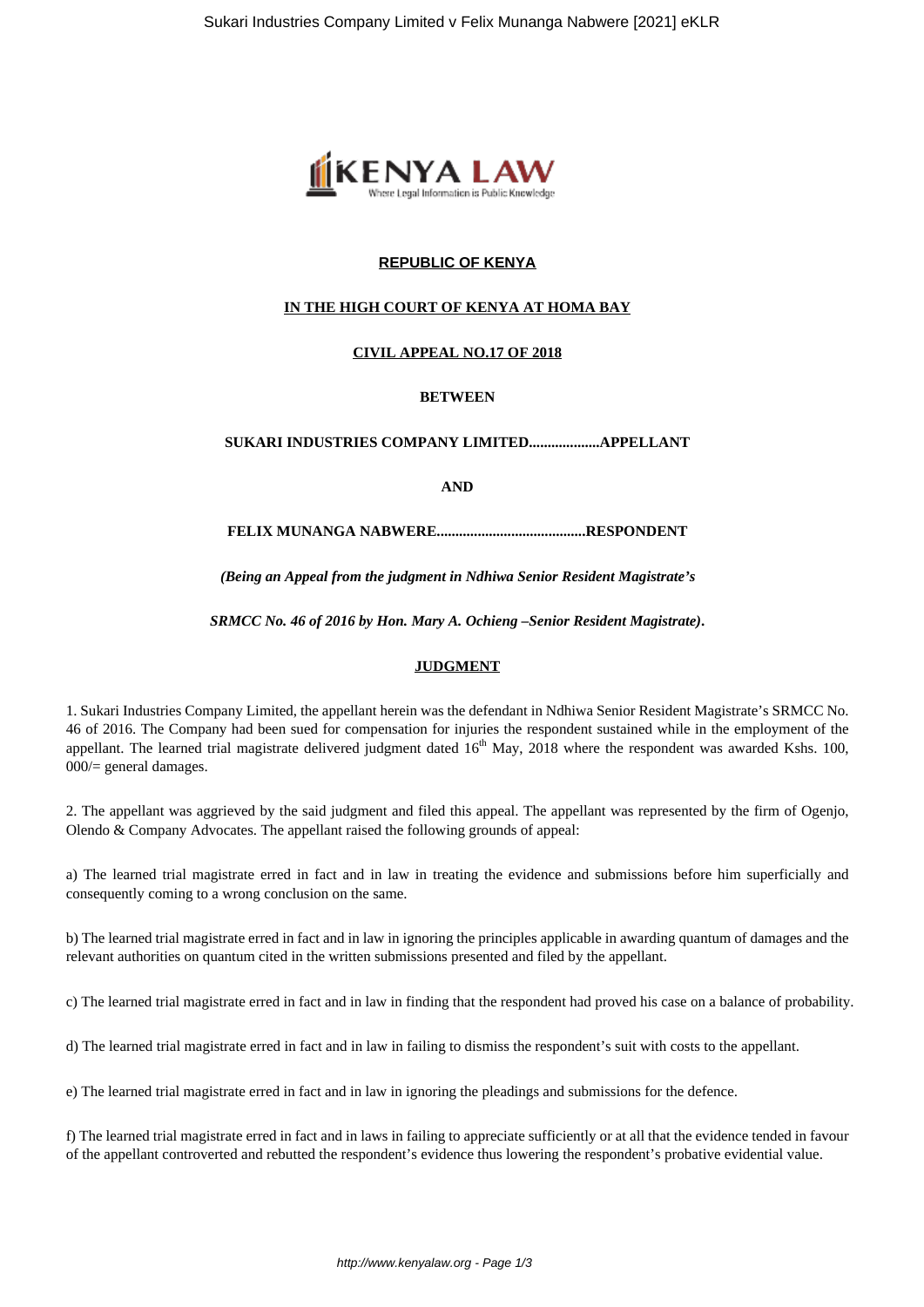**REPUBLIC OF KENYA**

**IN THE HIGH COURT OF KENYA AT HOMA BAY**

**CIVIL APPEAL NO.17 OF 2018**

**BETWEEN**

**SUKARI INDUSTRIES COMPANY LIMITED..................APPELLANT**

**AND**

**FELIX MUNANGA NABWERE.......................................RESPONDENT**

***(Being an Appeal from the judgment in Ndhiwa Senior Resident Magistrate's***

***SRMCC No. 46 of 2016 by Hon. Mary A. Ochieng –Senior Resident Magistrate).***

**JUDGMENT**

1. Sukari Industries Company Limited, the appellant herein was the defendant in Ndhiwa Senior Resident Magistrate's SRMCC No. 46 of 2016. The Company had been sued for compensation for injuries the respondent sustained while in the employment of the appellant. The learned trial magistrate delivered judgment dated 16th May, 2018 where the respondent was awarded Kshs. 100, 000/= general damages.

2. The appellant was aggrieved by the said judgment and filed this appeal. The appellant was represented by the firm of Ogenjo, Olendo & Company Advocates. The appellant raised the following grounds of appeal:

a) The learned trial magistrate erred in fact and in law in treating the evidence and submissions before him superficially and consequently coming to a wrong conclusion on the same.

b) The learned trial magistrate erred in fact and in law in ignoring the principles applicable in awarding quantum of damages and the relevant authorities on quantum cited in the written submissions presented and filed by the appellant.

c) The learned trial magistrate erred in fact and in law in finding that the respondent had proved his case on a balance of probability.

d) The learned trial magistrate erred in fact and in law in failing to dismiss the respondent's suit with costs to the appellant.

e) The learned trial magistrate erred in fact and in law in ignoring the pleadings and submissions for the defence.

f) The learned trial magistrate erred in fact and in laws in failing to appreciate sufficiently or at all that the evidence tended in favour of the appellant controverted and rebutted the respondent's evidence thus lowering the respondent's probative evidential value.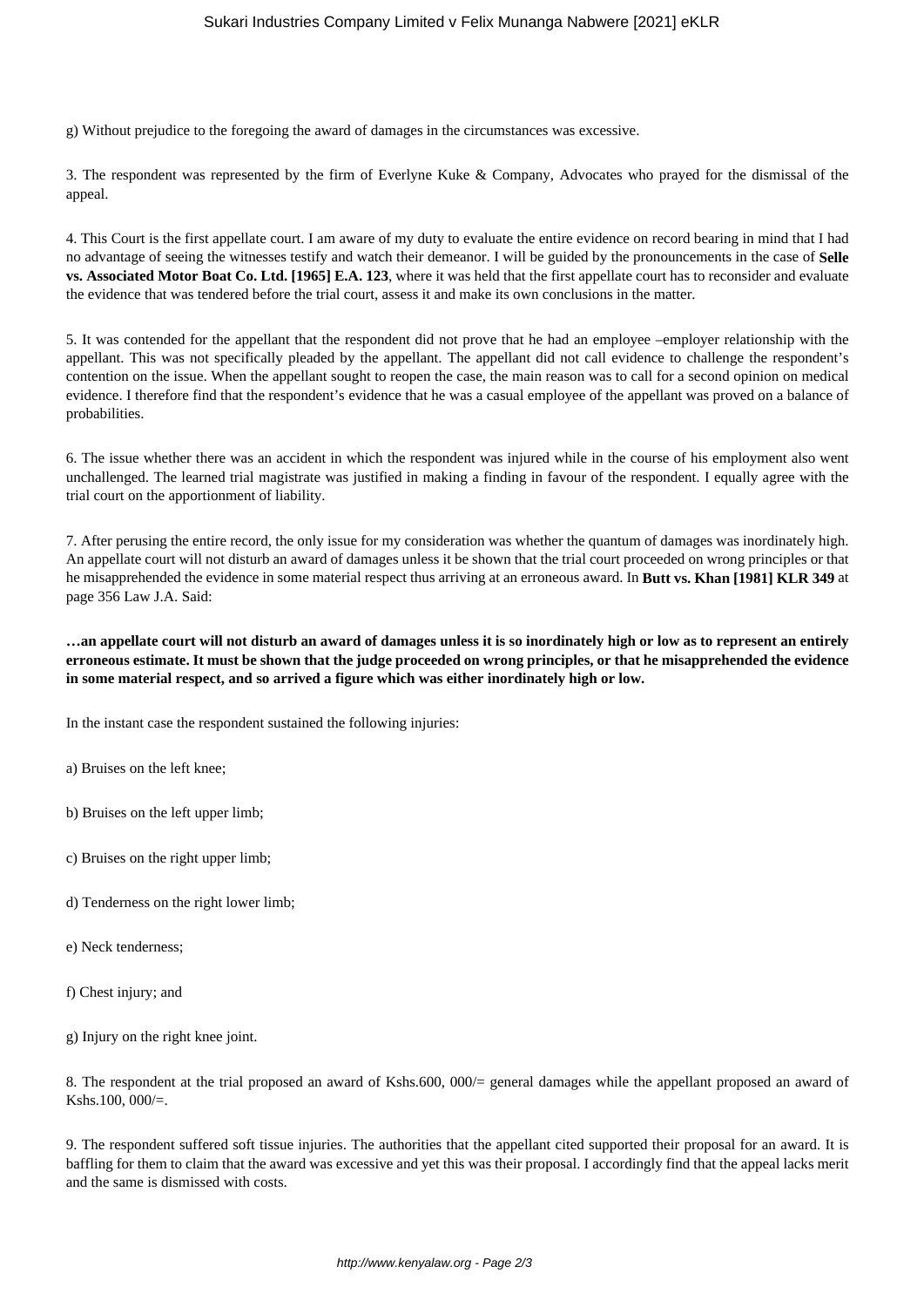g) Without prejudice to the foregoing the award of damages in the circumstances was excessive.

3. The respondent was represented by the firm of Everlyne Kuke & Company, Advocates who prayed for the dismissal of the appeal.

4. This Court is the first appellate court. I am aware of my duty to evaluate the entire evidence on record bearing in mind that I had no advantage of seeing the witnesses testify and watch their demeanor. I will be guided by the pronouncements in the case of **Selle vs. Associated Motor Boat Co. Ltd. [1965] E.A. 123**, where it was held that the first appellate court has to reconsider and evaluate the evidence that was tendered before the trial court, assess it and make its own conclusions in the matter.

5. It was contended for the appellant that the respondent did not prove that he had an employee –employer relationship with the appellant. This was not specifically pleaded by the appellant. The appellant did not call evidence to challenge the respondent's contention on the issue. When the appellant sought to reopen the case, the main reason was to call for a second opinion on medical evidence. I therefore find that the respondent's evidence that he was a casual employee of the appellant was proved on a balance of probabilities.

6. The issue whether there was an accident in which the respondent was injured while in the course of his employment also went unchallenged. The learned trial magistrate was justified in making a finding in favour of the respondent. I equally agree with the trial court on the apportionment of liability.

7. After perusing the entire record, the only issue for my consideration was whether the quantum of damages was inordinately high. An appellate court will not disturb an award of damages unless it be shown that the trial court proceeded on wrong principles or that he misapprehended the evidence in some material respect thus arriving at an erroneous award. In **Butt vs. Khan [1981] KLR 349** at page 356 Law J.A. Said:

**…an appellate court will not disturb an award of damages unless it is so inordinately high or low as to represent an entirely erroneous estimate. It must be shown that the judge proceeded on wrong principles, or that he misapprehended the evidence in some material respect, and so arrived a figure which was either inordinately high or low.**

In the instant case the respondent sustained the following injuries:

a) Bruises on the left knee;

b) Bruises on the left upper limb;

c) Bruises on the right upper limb;

d) Tenderness on the right lower limb;

e) Neck tenderness;

f) Chest injury; and

g) Injury on the right knee joint.

8. The respondent at the trial proposed an award of Kshs.600, 000/= general damages while the appellant proposed an award of Kshs.100, 000/=.

9. The respondent suffered soft tissue injuries. The authorities that the appellant cited supported their proposal for an award. It is baffling for them to claim that the award was excessive and yet this was their proposal. I accordingly find that the appeal lacks merit and the same is dismissed with costs.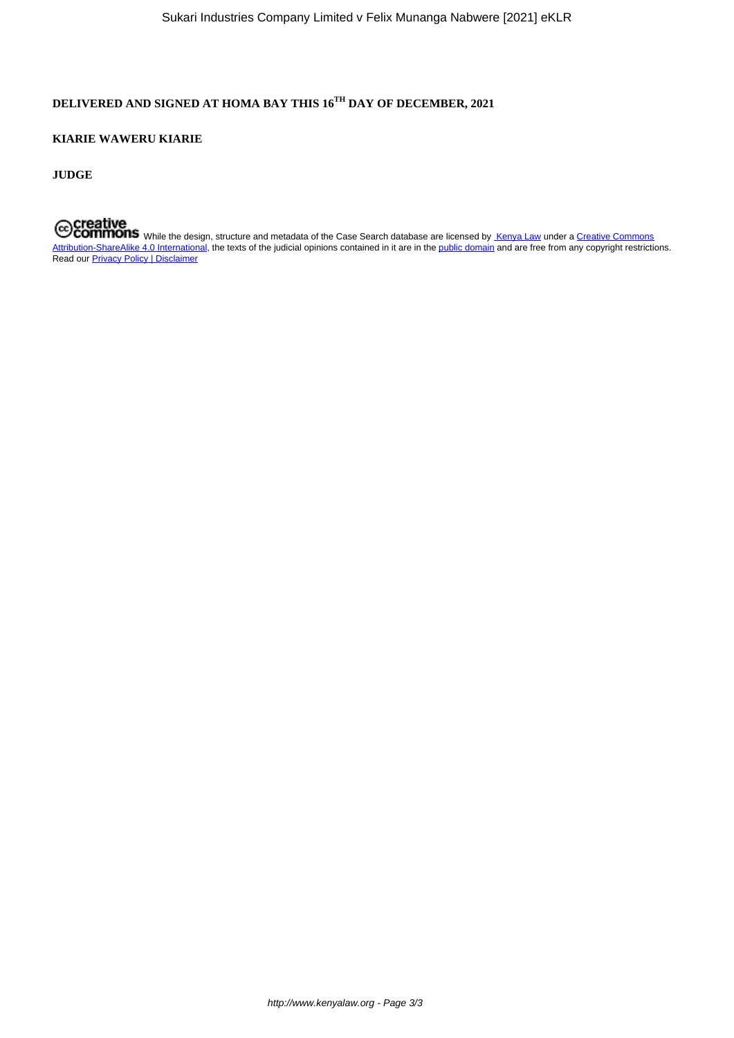**DELIVERED AND SIGNED AT HOMA BAY THIS 16TH DAY OF DECEMBER, 2021**

**KIARIE WAWERU KIARIE**

**JUDGE**

While the design, structure and metadata of the Case Search database are licensed by Kenya Law under a Creative Commons Attribution-ShareAlike 4.0 International, the texts of the judicial opinions contained in it are in the public domain and are free from any copyright restrictions. Read our Privacy Policy | Disclaimer